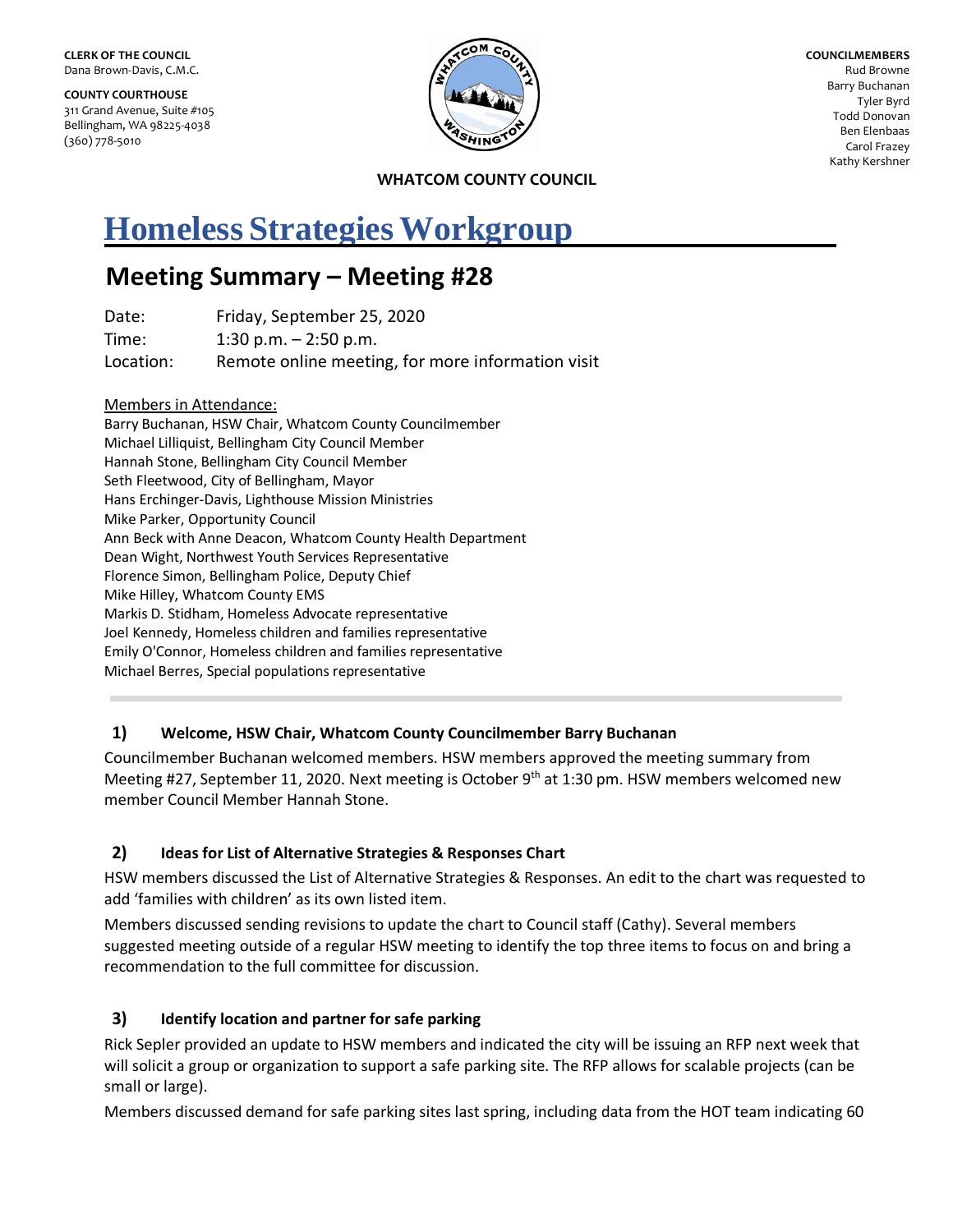**CLERK OF THE COUNCIL**
Dana Brown-Davis, C.M.C.

**COUNTY COURTHOUSE**
311 Grand Avenue, Suite #105
Bellingham, WA 98225-4038
(360) 778-5010

**COUNCILMEMBERS**
Rud Browne
Barry Buchanan
Tyler Byrd
Todd Donovan
Ben Elenbaas
Carol Frazey
Kathy Kershner

**WHATCOM COUNTY COUNCIL**

# Homeless Strategies Workgroup

## Meeting Summary – Meeting #28

Date: Friday, September 25, 2020
Time: 1:30 p.m. – 2:50 p.m.
Location: Remote online meeting, for more information visit

Members in Attendance:
Barry Buchanan, HSW Chair, Whatcom County Councilmember
Michael Lilliquist, Bellingham City Council Member
Hannah Stone, Bellingham City Council Member
Seth Fleetwood, City of Bellingham, Mayor
Hans Erchinger-Davis, Lighthouse Mission Ministries
Mike Parker, Opportunity Council
Ann Beck with Anne Deacon, Whatcom County Health Department
Dean Wight, Northwest Youth Services Representative
Florence Simon, Bellingham Police, Deputy Chief
Mike Hilley, Whatcom County EMS
Markis D. Stidham, Homeless Advocate representative
Joel Kennedy, Homeless children and families representative
Emily O'Connor, Homeless children and families representative
Michael Berres, Special populations representative

---

### 1) Welcome, HSW Chair, Whatcom County Councilmember Barry Buchanan

Councilmember Buchanan welcomed members. HSW members approved the meeting summary from Meeting #27, September 11, 2020. Next meeting is October 9th at 1:30 pm. HSW members welcomed new member Council Member Hannah Stone.

### 2) Ideas for List of Alternative Strategies & Responses Chart

HSW members discussed the List of Alternative Strategies & Responses. An edit to the chart was requested to add 'families with children' as its own listed item.

Members discussed sending revisions to update the chart to Council staff (Cathy). Several members suggested meeting outside of a regular HSW meeting to identify the top three items to focus on and bring a recommendation to the full committee for discussion.

### 3) Identify location and partner for safe parking

Rick Sepler provided an update to HSW members and indicated the city will be issuing an RFP next week that will solicit a group or organization to support a safe parking site. The RFP allows for scalable projects (can be small or large).

Members discussed demand for safe parking sites last spring, including data from the HOT team indicating 60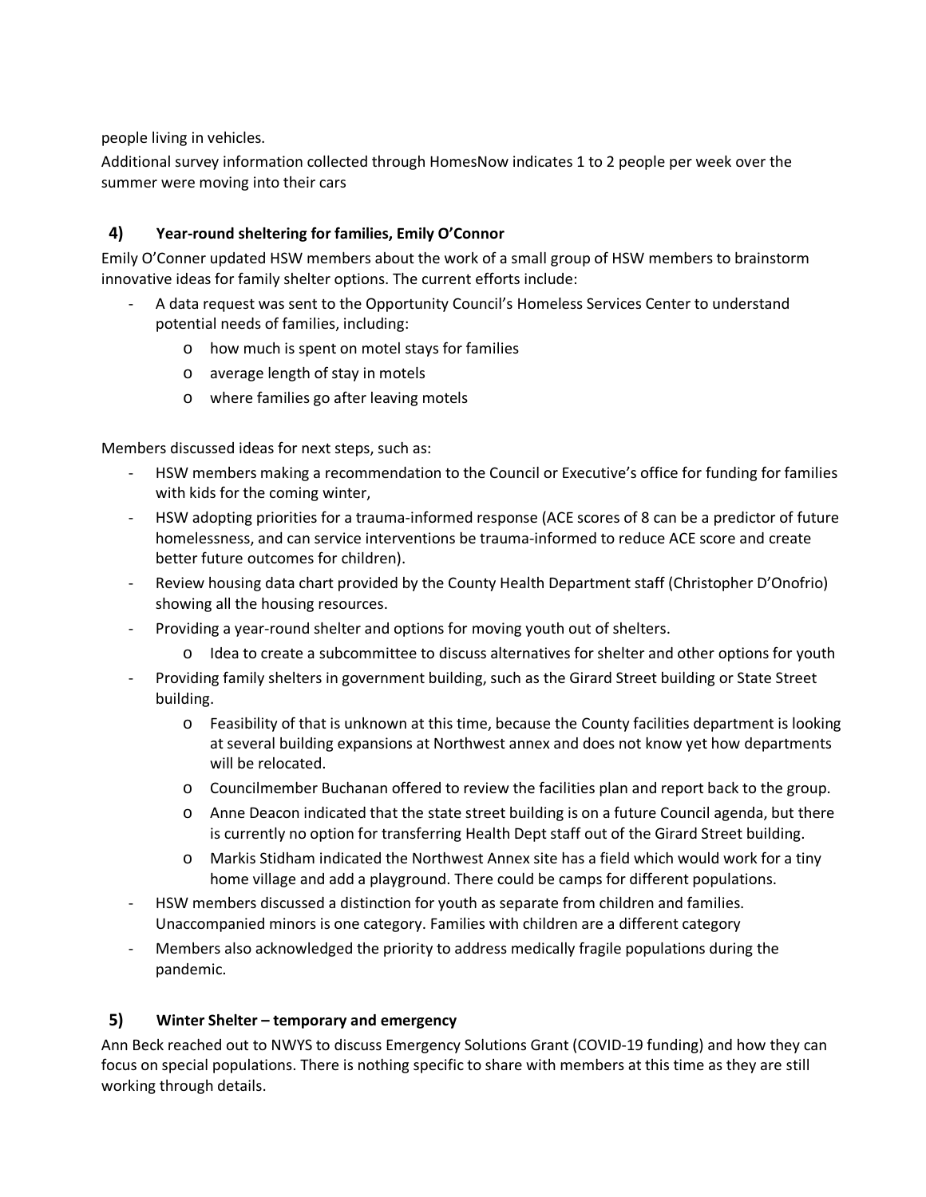people living in vehicles.

Additional survey information collected through HomesNow indicates 1 to 2 people per week over the summer were moving into their cars

## 4) Year-round sheltering for families, Emily O'Connor

Emily O'Conner updated HSW members about the work of a small group of HSW members to brainstorm innovative ideas for family shelter options. The current efforts include:

- A data request was sent to the Opportunity Council's Homeless Services Center to understand potential needs of families, including:
    - how much is spent on motel stays for families
    - average length of stay in motels
    - where families go after leaving motels

Members discussed ideas for next steps, such as:

- HSW members making a recommendation to the Council or Executive's office for funding for families with kids for the coming winter,
- HSW adopting priorities for a trauma-informed response (ACE scores of 8 can be a predictor of future homelessness, and can service interventions be trauma-informed to reduce ACE score and create better future outcomes for children).
- Review housing data chart provided by the County Health Department staff (Christopher D'Onofrio) showing all the housing resources.
- Providing a year-round shelter and options for moving youth out of shelters.
    - Idea to create a subcommittee to discuss alternatives for shelter and other options for youth
- Providing family shelters in government building, such as the Girard Street building or State Street building.
    - Feasibility of that is unknown at this time, because the County facilities department is looking at several building expansions at Northwest annex and does not know yet how departments will be relocated.
    - Councilmember Buchanan offered to review the facilities plan and report back to the group.
    - Anne Deacon indicated that the state street building is on a future Council agenda, but there is currently no option for transferring Health Dept staff out of the Girard Street building.
    - Markis Stidham indicated the Northwest Annex site has a field which would work for a tiny home village and add a playground. There could be camps for different populations.
- HSW members discussed a distinction for youth as separate from children and families. Unaccompanied minors is one category. Families with children are a different category
- Members also acknowledged the priority to address medically fragile populations during the pandemic.

## 5) Winter Shelter – temporary and emergency

Ann Beck reached out to NWYS to discuss Emergency Solutions Grant (COVID-19 funding) and how they can focus on special populations. There is nothing specific to share with members at this time as they are still working through details.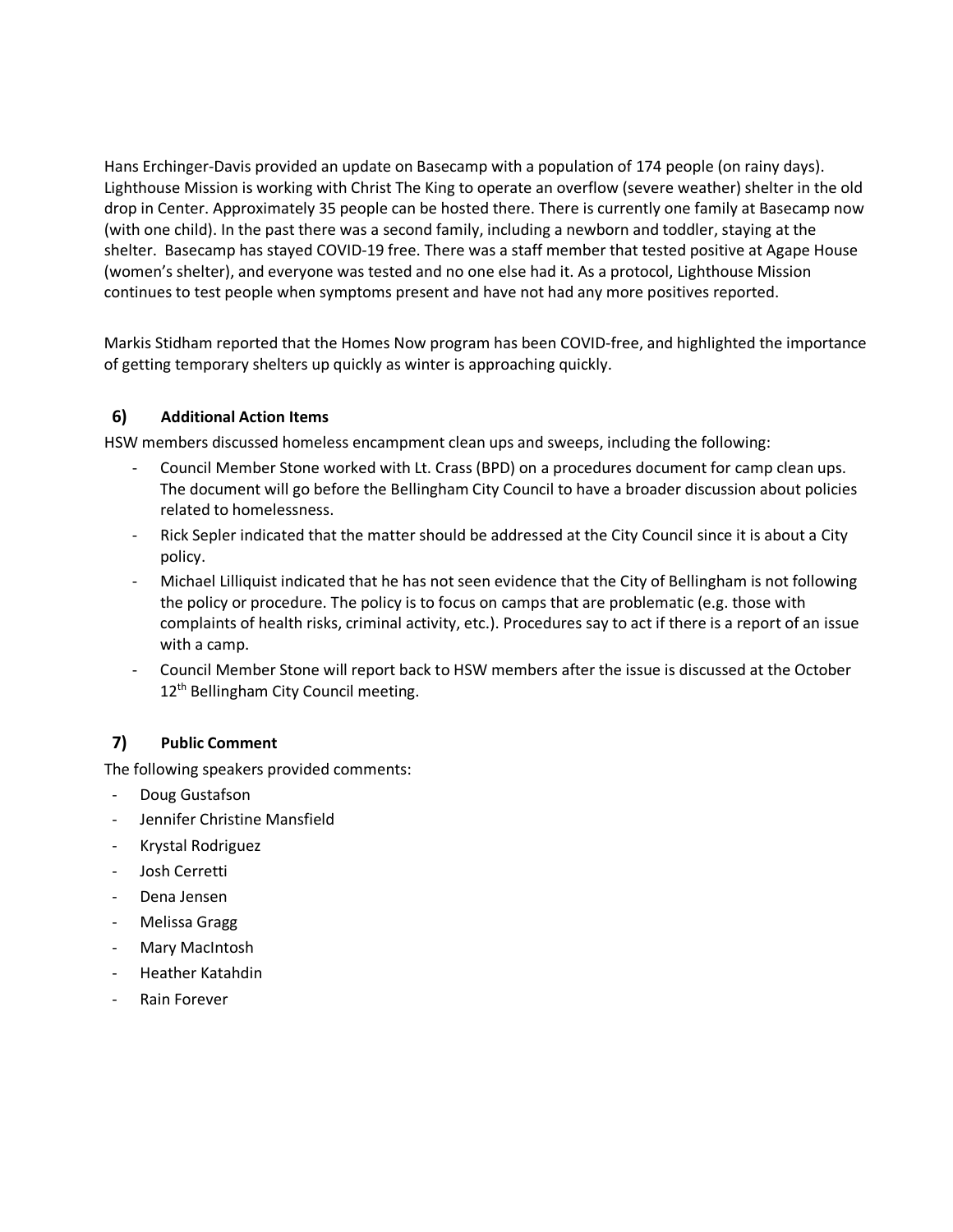Hans Erchinger-Davis provided an update on Basecamp with a population of 174 people (on rainy days). Lighthouse Mission is working with Christ The King to operate an overflow (severe weather) shelter in the old drop in Center. Approximately 35 people can be hosted there. There is currently one family at Basecamp now (with one child). In the past there was a second family, including a newborn and toddler, staying at the shelter. Basecamp has stayed COVID-19 free. There was a staff member that tested positive at Agape House (women's shelter), and everyone was tested and no one else had it. As a protocol, Lighthouse Mission continues to test people when symptoms present and have not had any more positives reported.

Markis Stidham reported that the Homes Now program has been COVID-free, and highlighted the importance of getting temporary shelters up quickly as winter is approaching quickly.

### 6) Additional Action Items

HSW members discussed homeless encampment clean ups and sweeps, including the following:

- Council Member Stone worked with Lt. Crass (BPD) on a procedures document for camp clean ups. The document will go before the Bellingham City Council to have a broader discussion about policies related to homelessness.
- Rick Sepler indicated that the matter should be addressed at the City Council since it is about a City policy.
- Michael Lilliquist indicated that he has not seen evidence that the City of Bellingham is not following the policy or procedure. The policy is to focus on camps that are problematic (e.g. those with complaints of health risks, criminal activity, etc.). Procedures say to act if there is a report of an issue with a camp.
- Council Member Stone will report back to HSW members after the issue is discussed at the October 12th Bellingham City Council meeting.

### 7) Public Comment

The following speakers provided comments:

- Doug Gustafson
- Jennifer Christine Mansfield
- Krystal Rodriguez
- Josh Cerretti
- Dena Jensen
- Melissa Gragg
- Mary MacIntosh
- Heather Katahdin
- Rain Forever